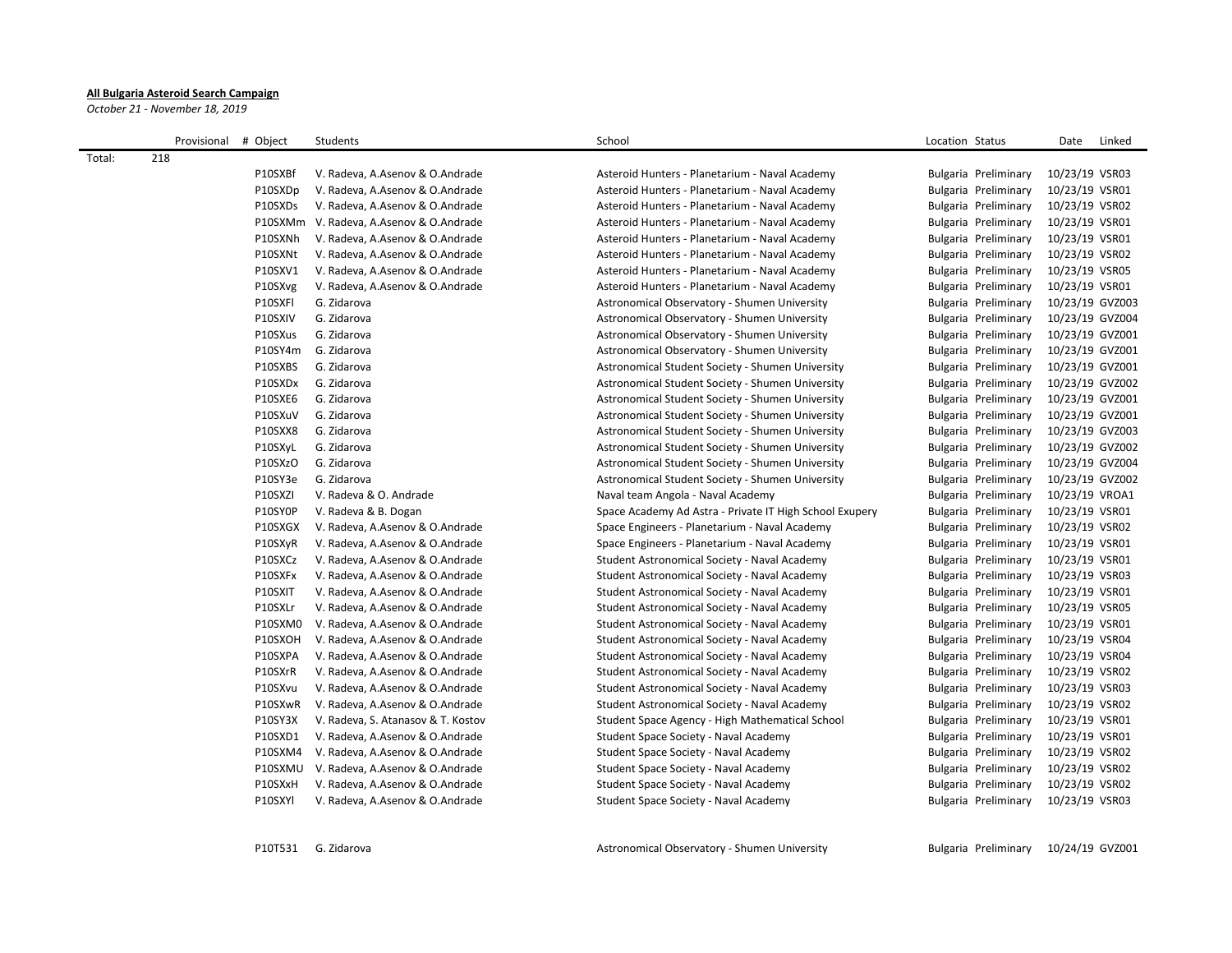**All Bulgaria Asteroid Search Campaign**

*October 21 - November 18, 2019*

| | | Provisional # | Object | Students | School | Location | Status | Date | Linked |
|---|---|---|---|---|---|---|---|---|---|
| Total: | 218 | | | | | | | | |
| | | | P10SXBf | V. Radeva, A.Asenov & O.Andrade | Asteroid Hunters - Planetarium - Naval Academy | Bulgaria | Preliminary | 10/23/19 | VSR03 |
| | | | P10SXDp | V. Radeva, A.Asenov & O.Andrade | Asteroid Hunters - Planetarium - Naval Academy | Bulgaria | Preliminary | 10/23/19 | VSR01 |
| | | | P10SXDs | V. Radeva, A.Asenov & O.Andrade | Asteroid Hunters - Planetarium - Naval Academy | Bulgaria | Preliminary | 10/23/19 | VSR02 |
| | | | P10SXMm | V. Radeva, A.Asenov & O.Andrade | Asteroid Hunters - Planetarium - Naval Academy | Bulgaria | Preliminary | 10/23/19 | VSR01 |
| | | | P10SXNh | V. Radeva, A.Asenov & O.Andrade | Asteroid Hunters - Planetarium - Naval Academy | Bulgaria | Preliminary | 10/23/19 | VSR01 |
| | | | P10SXNt | V. Radeva, A.Asenov & O.Andrade | Asteroid Hunters - Planetarium - Naval Academy | Bulgaria | Preliminary | 10/23/19 | VSR02 |
| | | | P10SXV1 | V. Radeva, A.Asenov & O.Andrade | Asteroid Hunters - Planetarium - Naval Academy | Bulgaria | Preliminary | 10/23/19 | VSR05 |
| | | | P10SXvg | V. Radeva, A.Asenov & O.Andrade | Asteroid Hunters - Planetarium - Naval Academy | Bulgaria | Preliminary | 10/23/19 | VSR01 |
| | | | P10SXFl | G. Zidarova | Astronomical Observatory - Shumen University | Bulgaria | Preliminary | 10/23/19 | GVZ003 |
| | | | P10SXlV | G. Zidarova | Astronomical Observatory - Shumen University | Bulgaria | Preliminary | 10/23/19 | GVZ004 |
| | | | P10SXus | G. Zidarova | Astronomical Observatory - Shumen University | Bulgaria | Preliminary | 10/23/19 | GVZ001 |
| | | | P10SY4m | G. Zidarova | Astronomical Observatory - Shumen University | Bulgaria | Preliminary | 10/23/19 | GVZ001 |
| | | | P10SXBS | G. Zidarova | Astronomical Student Society - Shumen University | Bulgaria | Preliminary | 10/23/19 | GVZ001 |
| | | | P10SXDx | G. Zidarova | Astronomical Student Society - Shumen University | Bulgaria | Preliminary | 10/23/19 | GVZ002 |
| | | | P10SXE6 | G. Zidarova | Astronomical Student Society - Shumen University | Bulgaria | Preliminary | 10/23/19 | GVZ001 |
| | | | P10SXuV | G. Zidarova | Astronomical Student Society - Shumen University | Bulgaria | Preliminary | 10/23/19 | GVZ001 |
| | | | P10SXX8 | G. Zidarova | Astronomical Student Society - Shumen University | Bulgaria | Preliminary | 10/23/19 | GVZ003 |
| | | | P10SXyL | G. Zidarova | Astronomical Student Society - Shumen University | Bulgaria | Preliminary | 10/23/19 | GVZ002 |
| | | | P10SXzO | G. Zidarova | Astronomical Student Society - Shumen University | Bulgaria | Preliminary | 10/23/19 | GVZ004 |
| | | | P10SY3e | G. Zidarova | Astronomical Student Society - Shumen University | Bulgaria | Preliminary | 10/23/19 | GVZ002 |
| | | | P10SXZI | V. Radeva & O. Andrade | Naval team Angola - Naval Academy | Bulgaria | Preliminary | 10/23/19 | VROA1 |
| | | | P10SY0P | V. Radeva & B. Dogan | Space Academy Ad Astra - Private IT High School Exupery | Bulgaria | Preliminary | 10/23/19 | VSR01 |
| | | | P10SXGX | V. Radeva, A.Asenov & O.Andrade | Space Engineers - Planetarium - Naval Academy | Bulgaria | Preliminary | 10/23/19 | VSR02 |
| | | | P10SXyR | V. Radeva, A.Asenov & O.Andrade | Space Engineers - Planetarium - Naval Academy | Bulgaria | Preliminary | 10/23/19 | VSR01 |
| | | | P10SXCz | V. Radeva, A.Asenov & O.Andrade | Student Astronomical Society - Naval Academy | Bulgaria | Preliminary | 10/23/19 | VSR01 |
| | | | P10SXFx | V. Radeva, A.Asenov & O.Andrade | Student Astronomical Society - Naval Academy | Bulgaria | Preliminary | 10/23/19 | VSR03 |
| | | | P10SXIT | V. Radeva, A.Asenov & O.Andrade | Student Astronomical Society - Naval Academy | Bulgaria | Preliminary | 10/23/19 | VSR01 |
| | | | P10SXLr | V. Radeva, A.Asenov & O.Andrade | Student Astronomical Society - Naval Academy | Bulgaria | Preliminary | 10/23/19 | VSR05 |
| | | | P10SXM0 | V. Radeva, A.Asenov & O.Andrade | Student Astronomical Society - Naval Academy | Bulgaria | Preliminary | 10/23/19 | VSR01 |
| | | | P10SXOH | V. Radeva, A.Asenov & O.Andrade | Student Astronomical Society - Naval Academy | Bulgaria | Preliminary | 10/23/19 | VSR04 |
| | | | P10SXPA | V. Radeva, A.Asenov & O.Andrade | Student Astronomical Society - Naval Academy | Bulgaria | Preliminary | 10/23/19 | VSR04 |
| | | | P10SXrR | V. Radeva, A.Asenov & O.Andrade | Student Astronomical Society - Naval Academy | Bulgaria | Preliminary | 10/23/19 | VSR02 |
| | | | P10SXvu | V. Radeva, A.Asenov & O.Andrade | Student Astronomical Society - Naval Academy | Bulgaria | Preliminary | 10/23/19 | VSR03 |
| | | | P10SXwR | V. Radeva, A.Asenov & O.Andrade | Student Astronomical Society - Naval Academy | Bulgaria | Preliminary | 10/23/19 | VSR02 |
| | | | P10SY3X | V. Radeva, S. Atanasov & T. Kostov | Student Space Agency - High Mathematical School | Bulgaria | Preliminary | 10/23/19 | VSR01 |
| | | | P10SXD1 | V. Radeva, A.Asenov & O.Andrade | Student Space Society - Naval Academy | Bulgaria | Preliminary | 10/23/19 | VSR01 |
| | | | P10SXM4 | V. Radeva, A.Asenov & O.Andrade | Student Space Society - Naval Academy | Bulgaria | Preliminary | 10/23/19 | VSR02 |
| | | | P10SXMU | V. Radeva, A.Asenov & O.Andrade | Student Space Society - Naval Academy | Bulgaria | Preliminary | 10/23/19 | VSR02 |
| | | | P10SXxH | V. Radeva, A.Asenov & O.Andrade | Student Space Society - Naval Academy | Bulgaria | Preliminary | 10/23/19 | VSR02 |
| | | | P10SXYl | V. Radeva, A.Asenov & O.Andrade | Student Space Society - Naval Academy | Bulgaria | Preliminary | 10/23/19 | VSR03 |
| | | | | | | | | | |
| | | | P10T531 | G. Zidarova | Astronomical Observatory - Shumen University | Bulgaria | Preliminary | 10/24/19 | GVZ001 |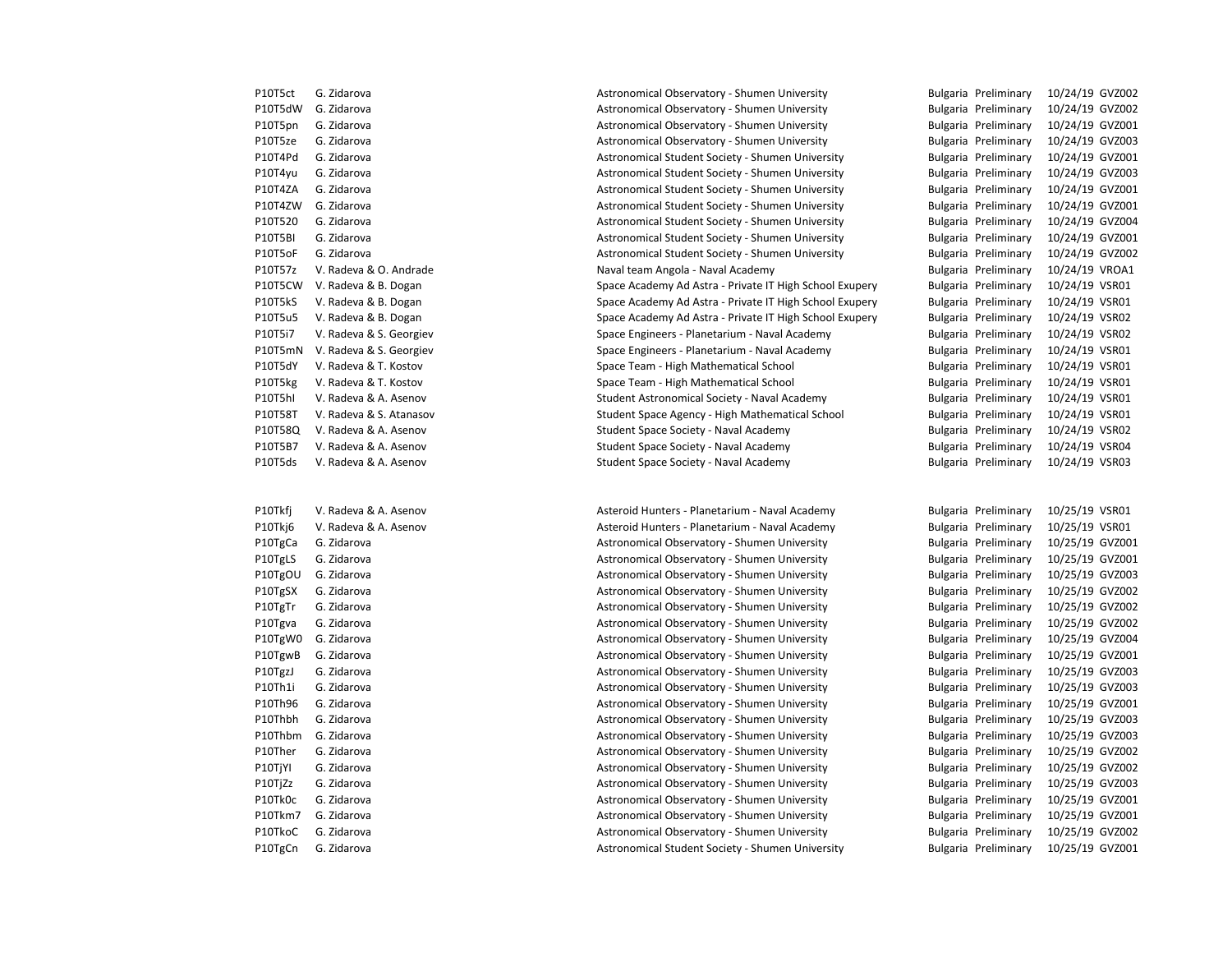| | | | | | | |
|---|---|---|---|---|---|---|
| P10T5ct | G. Zidarova | Astronomical Observatory - Shumen University | Bulgaria | Preliminary | 10/24/19 | GVZ002 |
| P10T5dW | G. Zidarova | Astronomical Observatory - Shumen University | Bulgaria | Preliminary | 10/24/19 | GVZ002 |
| P10T5pn | G. Zidarova | Astronomical Observatory - Shumen University | Bulgaria | Preliminary | 10/24/19 | GVZ001 |
| P10T5ze | G. Zidarova | Astronomical Observatory - Shumen University | Bulgaria | Preliminary | 10/24/19 | GVZ003 |
| P10T4Pd | G. Zidarova | Astronomical Student Society - Shumen University | Bulgaria | Preliminary | 10/24/19 | GVZ001 |
| P10T4yu | G. Zidarova | Astronomical Student Society - Shumen University | Bulgaria | Preliminary | 10/24/19 | GVZ003 |
| P10T4ZA | G. Zidarova | Astronomical Student Society - Shumen University | Bulgaria | Preliminary | 10/24/19 | GVZ001 |
| P10T4ZW | G. Zidarova | Astronomical Student Society - Shumen University | Bulgaria | Preliminary | 10/24/19 | GVZ001 |
| P10T520 | G. Zidarova | Astronomical Student Society - Shumen University | Bulgaria | Preliminary | 10/24/19 | GVZ004 |
| P10T5BI | G. Zidarova | Astronomical Student Society - Shumen University | Bulgaria | Preliminary | 10/24/19 | GVZ001 |
| P10T5oF | G. Zidarova | Astronomical Student Society - Shumen University | Bulgaria | Preliminary | 10/24/19 | GVZ002 |
| P10T57z | V. Radeva & O. Andrade | Naval team Angola - Naval Academy | Bulgaria | Preliminary | 10/24/19 | VROA1 |
| P10T5CW | V. Radeva & B. Dogan | Space Academy Ad Astra - Private IT High School Exupery | Bulgaria | Preliminary | 10/24/19 | VSR01 |
| P10T5kS | V. Radeva & B. Dogan | Space Academy Ad Astra - Private IT High School Exupery | Bulgaria | Preliminary | 10/24/19 | VSR01 |
| P10T5u5 | V. Radeva & B. Dogan | Space Academy Ad Astra - Private IT High School Exupery | Bulgaria | Preliminary | 10/24/19 | VSR02 |
| P10T5i7 | V. Radeva & S. Georgiev | Space Engineers - Planetarium - Naval Academy | Bulgaria | Preliminary | 10/24/19 | VSR02 |
| P10T5mN | V. Radeva & S. Georgiev | Space Engineers - Planetarium - Naval Academy | Bulgaria | Preliminary | 10/24/19 | VSR01 |
| P10T5dY | V. Radeva & T. Kostov | Space Team - High Mathematical School | Bulgaria | Preliminary | 10/24/19 | VSR01 |
| P10T5kg | V. Radeva & T. Kostov | Space Team - High Mathematical School | Bulgaria | Preliminary | 10/24/19 | VSR01 |
| P10T5hI | V. Radeva & A. Asenov | Student Astronomical Society - Naval Academy | Bulgaria | Preliminary | 10/24/19 | VSR01 |
| P10T58T | V. Radeva & S. Atanasov | Student Space Agency - High Mathematical School | Bulgaria | Preliminary | 10/24/19 | VSR01 |
| P10T58Q | V. Radeva & A. Asenov | Student Space Society - Naval Academy | Bulgaria | Preliminary | 10/24/19 | VSR02 |
| P10T5B7 | V. Radeva & A. Asenov | Student Space Society - Naval Academy | Bulgaria | Preliminary | 10/24/19 | VSR04 |
| P10T5ds | V. Radeva & A. Asenov | Student Space Society - Naval Academy | Bulgaria | Preliminary | 10/24/19 | VSR03 |
| P10Tkfj | V. Radeva & A. Asenov | Asteroid Hunters - Planetarium - Naval Academy | Bulgaria | Preliminary | 10/25/19 | VSR01 |
| P10Tkj6 | V. Radeva & A. Asenov | Asteroid Hunters - Planetarium - Naval Academy | Bulgaria | Preliminary | 10/25/19 | VSR01 |
| P10TgCa | G. Zidarova | Astronomical Observatory - Shumen University | Bulgaria | Preliminary | 10/25/19 | GVZ001 |
| P10TgLS | G. Zidarova | Astronomical Observatory - Shumen University | Bulgaria | Preliminary | 10/25/19 | GVZ001 |
| P10TgOU | G. Zidarova | Astronomical Observatory - Shumen University | Bulgaria | Preliminary | 10/25/19 | GVZ003 |
| P10TgSX | G. Zidarova | Astronomical Observatory - Shumen University | Bulgaria | Preliminary | 10/25/19 | GVZ002 |
| P10TgTr | G. Zidarova | Astronomical Observatory - Shumen University | Bulgaria | Preliminary | 10/25/19 | GVZ002 |
| P10Tgva | G. Zidarova | Astronomical Observatory - Shumen University | Bulgaria | Preliminary | 10/25/19 | GVZ002 |
| P10TgW0 | G. Zidarova | Astronomical Observatory - Shumen University | Bulgaria | Preliminary | 10/25/19 | GVZ004 |
| P10TgwB | G. Zidarova | Astronomical Observatory - Shumen University | Bulgaria | Preliminary | 10/25/19 | GVZ001 |
| P10TgzJ | G. Zidarova | Astronomical Observatory - Shumen University | Bulgaria | Preliminary | 10/25/19 | GVZ003 |
| P10Th1i | G. Zidarova | Astronomical Observatory - Shumen University | Bulgaria | Preliminary | 10/25/19 | GVZ003 |
| P10Th96 | G. Zidarova | Astronomical Observatory - Shumen University | Bulgaria | Preliminary | 10/25/19 | GVZ001 |
| P10Thbh | G. Zidarova | Astronomical Observatory - Shumen University | Bulgaria | Preliminary | 10/25/19 | GVZ003 |
| P10Thbm | G. Zidarova | Astronomical Observatory - Shumen University | Bulgaria | Preliminary | 10/25/19 | GVZ003 |
| P10Ther | G. Zidarova | Astronomical Observatory - Shumen University | Bulgaria | Preliminary | 10/25/19 | GVZ002 |
| P10TjYI | G. Zidarova | Astronomical Observatory - Shumen University | Bulgaria | Preliminary | 10/25/19 | GVZ002 |
| P10TjZz | G. Zidarova | Astronomical Observatory - Shumen University | Bulgaria | Preliminary | 10/25/19 | GVZ003 |
| P10Tk0c | G. Zidarova | Astronomical Observatory - Shumen University | Bulgaria | Preliminary | 10/25/19 | GVZ001 |
| P10Tkm7 | G. Zidarova | Astronomical Observatory - Shumen University | Bulgaria | Preliminary | 10/25/19 | GVZ001 |
| P10TkoC | G. Zidarova | Astronomical Observatory - Shumen University | Bulgaria | Preliminary | 10/25/19 | GVZ002 |
| P10TgCn | G. Zidarova | Astronomical Student Society - Shumen University | Bulgaria | Preliminary | 10/25/19 | GVZ001 |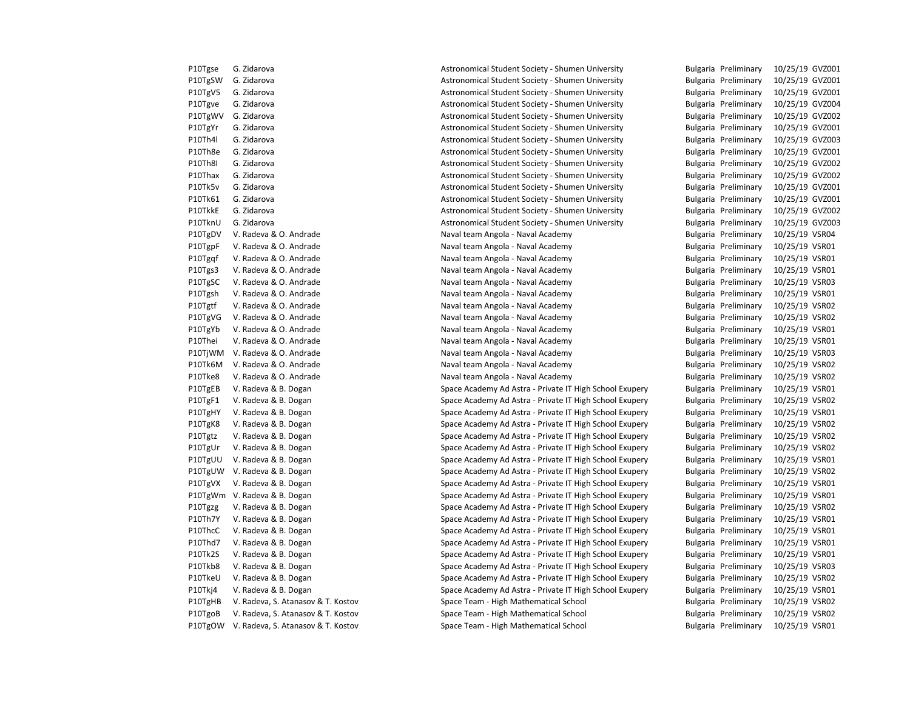| | | | | | | |
|---|---|---|---|---|---|---|
| P10Tgse | G. Zidarova | Astronomical Student Society - Shumen University | Bulgaria | Preliminary | 10/25/19 | GVZ001 |
| P10TgSW | G. Zidarova | Astronomical Student Society - Shumen University | Bulgaria | Preliminary | 10/25/19 | GVZ001 |
| P10TgV5 | G. Zidarova | Astronomical Student Society - Shumen University | Bulgaria | Preliminary | 10/25/19 | GVZ001 |
| P10Tgve | G. Zidarova | Astronomical Student Society - Shumen University | Bulgaria | Preliminary | 10/25/19 | GVZ004 |
| P10TgWV | G. Zidarova | Astronomical Student Society - Shumen University | Bulgaria | Preliminary | 10/25/19 | GVZ002 |
| P10TgYr | G. Zidarova | Astronomical Student Society - Shumen University | Bulgaria | Preliminary | 10/25/19 | GVZ001 |
| P10Th4l | G. Zidarova | Astronomical Student Society - Shumen University | Bulgaria | Preliminary | 10/25/19 | GVZ003 |
| P10Th8e | G. Zidarova | Astronomical Student Society - Shumen University | Bulgaria | Preliminary | 10/25/19 | GVZ001 |
| P10Th8I | G. Zidarova | Astronomical Student Society - Shumen University | Bulgaria | Preliminary | 10/25/19 | GVZ002 |
| P10Thax | G. Zidarova | Astronomical Student Society - Shumen University | Bulgaria | Preliminary | 10/25/19 | GVZ002 |
| P10Tk5v | G. Zidarova | Astronomical Student Society - Shumen University | Bulgaria | Preliminary | 10/25/19 | GVZ001 |
| P10Tk61 | G. Zidarova | Astronomical Student Society - Shumen University | Bulgaria | Preliminary | 10/25/19 | GVZ001 |
| P10TkkE | G. Zidarova | Astronomical Student Society - Shumen University | Bulgaria | Preliminary | 10/25/19 | GVZ002 |
| P10TknU | G. Zidarova | Astronomical Student Society - Shumen University | Bulgaria | Preliminary | 10/25/19 | GVZ003 |
| P10TgDV | V. Radeva & O. Andrade | Naval team Angola - Naval Academy | Bulgaria | Preliminary | 10/25/19 | VSR04 |
| P10TgpF | V. Radeva & O. Andrade | Naval team Angola - Naval Academy | Bulgaria | Preliminary | 10/25/19 | VSR01 |
| P10Tgqf | V. Radeva & O. Andrade | Naval team Angola - Naval Academy | Bulgaria | Preliminary | 10/25/19 | VSR01 |
| P10Tgs3 | V. Radeva & O. Andrade | Naval team Angola - Naval Academy | Bulgaria | Preliminary | 10/25/19 | VSR01 |
| P10TgSC | V. Radeva & O. Andrade | Naval team Angola - Naval Academy | Bulgaria | Preliminary | 10/25/19 | VSR03 |
| P10Tgsh | V. Radeva & O. Andrade | Naval team Angola - Naval Academy | Bulgaria | Preliminary | 10/25/19 | VSR01 |
| P10Tgtf | V. Radeva & O. Andrade | Naval team Angola - Naval Academy | Bulgaria | Preliminary | 10/25/19 | VSR02 |
| P10TgVG | V. Radeva & O. Andrade | Naval team Angola - Naval Academy | Bulgaria | Preliminary | 10/25/19 | VSR02 |
| P10TgYb | V. Radeva & O. Andrade | Naval team Angola - Naval Academy | Bulgaria | Preliminary | 10/25/19 | VSR01 |
| P10Thei | V. Radeva & O. Andrade | Naval team Angola - Naval Academy | Bulgaria | Preliminary | 10/25/19 | VSR01 |
| P10TjWM | V. Radeva & O. Andrade | Naval team Angola - Naval Academy | Bulgaria | Preliminary | 10/25/19 | VSR03 |
| P10Tk6M | V. Radeva & O. Andrade | Naval team Angola - Naval Academy | Bulgaria | Preliminary | 10/25/19 | VSR02 |
| P10Tke8 | V. Radeva & O. Andrade | Naval team Angola - Naval Academy | Bulgaria | Preliminary | 10/25/19 | VSR02 |
| P10TgEB | V. Radeva & B. Dogan | Space Academy Ad Astra - Private IT High School Exupery | Bulgaria | Preliminary | 10/25/19 | VSR01 |
| P10TgF1 | V. Radeva & B. Dogan | Space Academy Ad Astra - Private IT High School Exupery | Bulgaria | Preliminary | 10/25/19 | VSR02 |
| P10TgHY | V. Radeva & B. Dogan | Space Academy Ad Astra - Private IT High School Exupery | Bulgaria | Preliminary | 10/25/19 | VSR01 |
| P10TgK8 | V. Radeva & B. Dogan | Space Academy Ad Astra - Private IT High School Exupery | Bulgaria | Preliminary | 10/25/19 | VSR02 |
| P10Tgtz | V. Radeva & B. Dogan | Space Academy Ad Astra - Private IT High School Exupery | Bulgaria | Preliminary | 10/25/19 | VSR02 |
| P10TgUr | V. Radeva & B. Dogan | Space Academy Ad Astra - Private IT High School Exupery | Bulgaria | Preliminary | 10/25/19 | VSR02 |
| P10TgUU | V. Radeva & B. Dogan | Space Academy Ad Astra - Private IT High School Exupery | Bulgaria | Preliminary | 10/25/19 | VSR01 |
| P10TgUW | V. Radeva & B. Dogan | Space Academy Ad Astra - Private IT High School Exupery | Bulgaria | Preliminary | 10/25/19 | VSR02 |
| P10TgVX | V. Radeva & B. Dogan | Space Academy Ad Astra - Private IT High School Exupery | Bulgaria | Preliminary | 10/25/19 | VSR01 |
| P10TgWm | V. Radeva & B. Dogan | Space Academy Ad Astra - Private IT High School Exupery | Bulgaria | Preliminary | 10/25/19 | VSR01 |
| P10Tgzg | V. Radeva & B. Dogan | Space Academy Ad Astra - Private IT High School Exupery | Bulgaria | Preliminary | 10/25/19 | VSR02 |
| P10Th7Y | V. Radeva & B. Dogan | Space Academy Ad Astra - Private IT High School Exupery | Bulgaria | Preliminary | 10/25/19 | VSR01 |
| P10ThcC | V. Radeva & B. Dogan | Space Academy Ad Astra - Private IT High School Exupery | Bulgaria | Preliminary | 10/25/19 | VSR01 |
| P10Thd7 | V. Radeva & B. Dogan | Space Academy Ad Astra - Private IT High School Exupery | Bulgaria | Preliminary | 10/25/19 | VSR01 |
| P10Tk2S | V. Radeva & B. Dogan | Space Academy Ad Astra - Private IT High School Exupery | Bulgaria | Preliminary | 10/25/19 | VSR01 |
| P10Tkb8 | V. Radeva & B. Dogan | Space Academy Ad Astra - Private IT High School Exupery | Bulgaria | Preliminary | 10/25/19 | VSR03 |
| P10TkeU | V. Radeva & B. Dogan | Space Academy Ad Astra - Private IT High School Exupery | Bulgaria | Preliminary | 10/25/19 | VSR02 |
| P10Tkj4 | V. Radeva & B. Dogan | Space Academy Ad Astra - Private IT High School Exupery | Bulgaria | Preliminary | 10/25/19 | VSR01 |
| P10TgHB | V. Radeva, S. Atanasov & T. Kostov | Space Team - High Mathematical School | Bulgaria | Preliminary | 10/25/19 | VSR02 |
| P10TgoB | V. Radeva, S. Atanasov & T. Kostov | Space Team - High Mathematical School | Bulgaria | Preliminary | 10/25/19 | VSR02 |
| P10TgOW | V. Radeva, S. Atanasov & T. Kostov | Space Team - High Mathematical School | Bulgaria | Preliminary | 10/25/19 | VSR01 |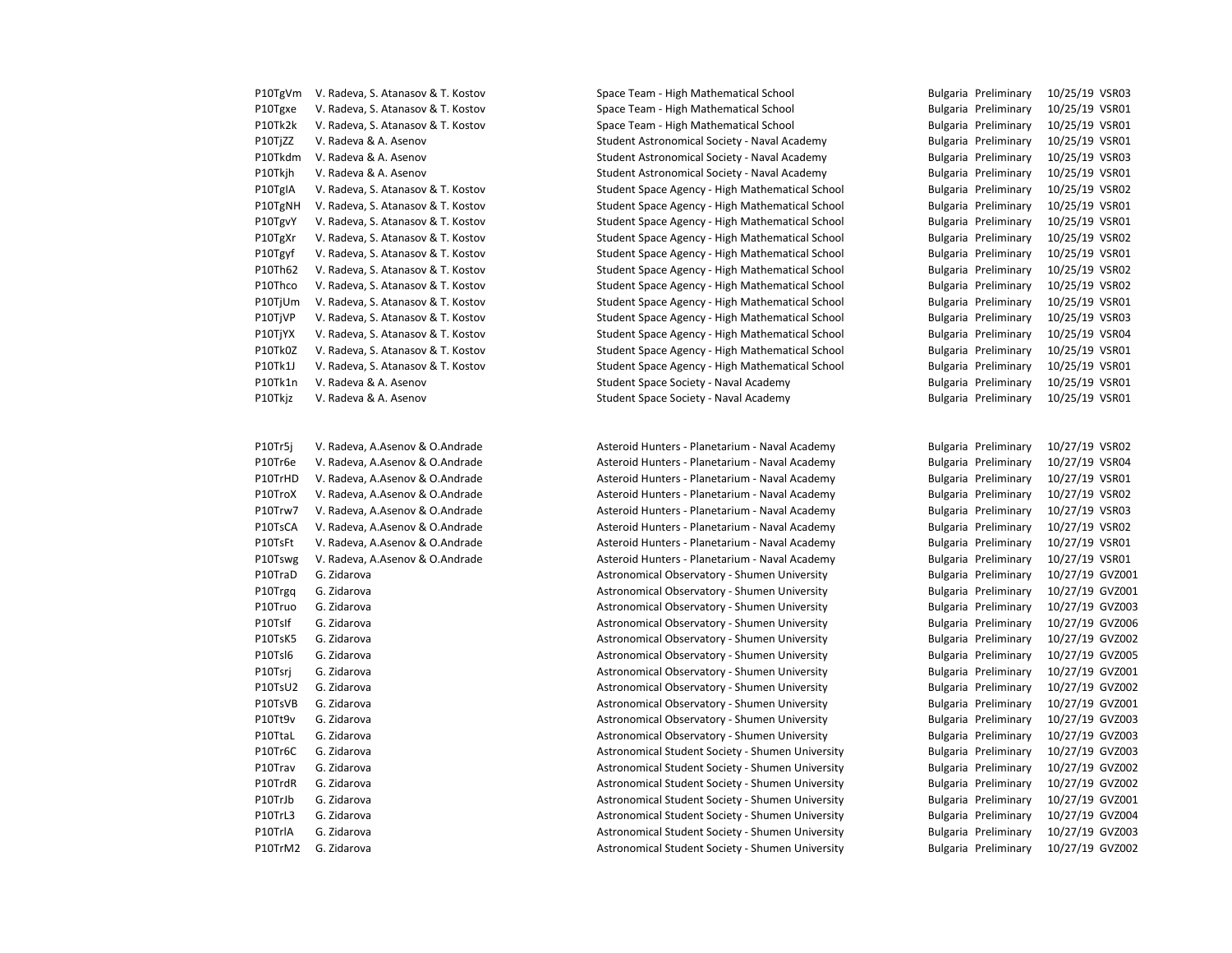| | | | | | | |
|---|---|---|---|---|---|---|
| P10TgVm | V. Radeva, S. Atanasov & T. Kostov | Space Team - High Mathematical School | Bulgaria | Preliminary | 10/25/19 | VSR03 |
| P10Tgxe | V. Radeva, S. Atanasov & T. Kostov | Space Team - High Mathematical School | Bulgaria | Preliminary | 10/25/19 | VSR01 |
| P10Tk2k | V. Radeva, S. Atanasov & T. Kostov | Space Team - High Mathematical School | Bulgaria | Preliminary | 10/25/19 | VSR01 |
| P10TjZZ | V. Radeva & A. Asenov | Student Astronomical Society - Naval Academy | Bulgaria | Preliminary | 10/25/19 | VSR01 |
| P10Tkdm | V. Radeva & A. Asenov | Student Astronomical Society - Naval Academy | Bulgaria | Preliminary | 10/25/19 | VSR03 |
| P10Tkjh | V. Radeva & A. Asenov | Student Astronomical Society - Naval Academy | Bulgaria | Preliminary | 10/25/19 | VSR01 |
| P10TgIA | V. Radeva, S. Atanasov & T. Kostov | Student Space Agency - High Mathematical School | Bulgaria | Preliminary | 10/25/19 | VSR02 |
| P10TgNH | V. Radeva, S. Atanasov & T. Kostov | Student Space Agency - High Mathematical School | Bulgaria | Preliminary | 10/25/19 | VSR01 |
| P10TgvY | V. Radeva, S. Atanasov & T. Kostov | Student Space Agency - High Mathematical School | Bulgaria | Preliminary | 10/25/19 | VSR01 |
| P10TgXr | V. Radeva, S. Atanasov & T. Kostov | Student Space Agency - High Mathematical School | Bulgaria | Preliminary | 10/25/19 | VSR02 |
| P10Tgyf | V. Radeva, S. Atanasov & T. Kostov | Student Space Agency - High Mathematical School | Bulgaria | Preliminary | 10/25/19 | VSR01 |
| P10Th62 | V. Radeva, S. Atanasov & T. Kostov | Student Space Agency - High Mathematical School | Bulgaria | Preliminary | 10/25/19 | VSR02 |
| P10Thco | V. Radeva, S. Atanasov & T. Kostov | Student Space Agency - High Mathematical School | Bulgaria | Preliminary | 10/25/19 | VSR02 |
| P10TjUm | V. Radeva, S. Atanasov & T. Kostov | Student Space Agency - High Mathematical School | Bulgaria | Preliminary | 10/25/19 | VSR01 |
| P10TjVP | V. Radeva, S. Atanasov & T. Kostov | Student Space Agency - High Mathematical School | Bulgaria | Preliminary | 10/25/19 | VSR03 |
| P10TjYX | V. Radeva, S. Atanasov & T. Kostov | Student Space Agency - High Mathematical School | Bulgaria | Preliminary | 10/25/19 | VSR04 |
| P10Tk0Z | V. Radeva, S. Atanasov & T. Kostov | Student Space Agency - High Mathematical School | Bulgaria | Preliminary | 10/25/19 | VSR01 |
| P10Tk1J | V. Radeva, S. Atanasov & T. Kostov | Student Space Agency - High Mathematical School | Bulgaria | Preliminary | 10/25/19 | VSR01 |
| P10Tk1n | V. Radeva & A. Asenov | Student Space Society - Naval Academy | Bulgaria | Preliminary | 10/25/19 | VSR01 |
| P10Tkjz | V. Radeva & A. Asenov | Student Space Society - Naval Academy | Bulgaria | Preliminary | 10/25/19 | VSR01 |
| | | | | | | |
| P10Tr5j | V. Radeva, A.Asenov & O.Andrade | Asteroid Hunters - Planetarium - Naval Academy | Bulgaria | Preliminary | 10/27/19 | VSR02 |
| P10Tr6e | V. Radeva, A.Asenov & O.Andrade | Asteroid Hunters - Planetarium - Naval Academy | Bulgaria | Preliminary | 10/27/19 | VSR04 |
| P10TrHD | V. Radeva, A.Asenov & O.Andrade | Asteroid Hunters - Planetarium - Naval Academy | Bulgaria | Preliminary | 10/27/19 | VSR01 |
| P10TroX | V. Radeva, A.Asenov & O.Andrade | Asteroid Hunters - Planetarium - Naval Academy | Bulgaria | Preliminary | 10/27/19 | VSR02 |
| P10Trw7 | V. Radeva, A.Asenov & O.Andrade | Asteroid Hunters - Planetarium - Naval Academy | Bulgaria | Preliminary | 10/27/19 | VSR03 |
| P10TsCA | V. Radeva, A.Asenov & O.Andrade | Asteroid Hunters - Planetarium - Naval Academy | Bulgaria | Preliminary | 10/27/19 | VSR02 |
| P10TsFt | V. Radeva, A.Asenov & O.Andrade | Asteroid Hunters - Planetarium - Naval Academy | Bulgaria | Preliminary | 10/27/19 | VSR01 |
| P10Tswg | V. Radeva, A.Asenov & O.Andrade | Asteroid Hunters - Planetarium - Naval Academy | Bulgaria | Preliminary | 10/27/19 | VSR01 |
| P10TraD | G. Zidarova | Astronomical Observatory - Shumen University | Bulgaria | Preliminary | 10/27/19 | GVZ001 |
| P10Trgq | G. Zidarova | Astronomical Observatory - Shumen University | Bulgaria | Preliminary | 10/27/19 | GVZ001 |
| P10Truo | G. Zidarova | Astronomical Observatory - Shumen University | Bulgaria | Preliminary | 10/27/19 | GVZ003 |
| P10TsIf | G. Zidarova | Astronomical Observatory - Shumen University | Bulgaria | Preliminary | 10/27/19 | GVZ006 |
| P10TsK5 | G. Zidarova | Astronomical Observatory - Shumen University | Bulgaria | Preliminary | 10/27/19 | GVZ002 |
| P10Tsl6 | G. Zidarova | Astronomical Observatory - Shumen University | Bulgaria | Preliminary | 10/27/19 | GVZ005 |
| P10Tsrj | G. Zidarova | Astronomical Observatory - Shumen University | Bulgaria | Preliminary | 10/27/19 | GVZ001 |
| P10TsU2 | G. Zidarova | Astronomical Observatory - Shumen University | Bulgaria | Preliminary | 10/27/19 | GVZ002 |
| P10TsVB | G. Zidarova | Astronomical Observatory - Shumen University | Bulgaria | Preliminary | 10/27/19 | GVZ001 |
| P10Tt9v | G. Zidarova | Astronomical Observatory - Shumen University | Bulgaria | Preliminary | 10/27/19 | GVZ003 |
| P10TtaL | G. Zidarova | Astronomical Observatory - Shumen University | Bulgaria | Preliminary | 10/27/19 | GVZ003 |
| P10Tr6C | G. Zidarova | Astronomical Student Society - Shumen University | Bulgaria | Preliminary | 10/27/19 | GVZ003 |
| P10Trav | G. Zidarova | Astronomical Student Society - Shumen University | Bulgaria | Preliminary | 10/27/19 | GVZ002 |
| P10TrdR | G. Zidarova | Astronomical Student Society - Shumen University | Bulgaria | Preliminary | 10/27/19 | GVZ002 |
| P10TrJb | G. Zidarova | Astronomical Student Society - Shumen University | Bulgaria | Preliminary | 10/27/19 | GVZ001 |
| P10TrL3 | G. Zidarova | Astronomical Student Society - Shumen University | Bulgaria | Preliminary | 10/27/19 | GVZ004 |
| P10TrlA | G. Zidarova | Astronomical Student Society - Shumen University | Bulgaria | Preliminary | 10/27/19 | GVZ003 |
| P10TrM2 | G. Zidarova | Astronomical Student Society - Shumen University | Bulgaria | Preliminary | 10/27/19 | GVZ002 |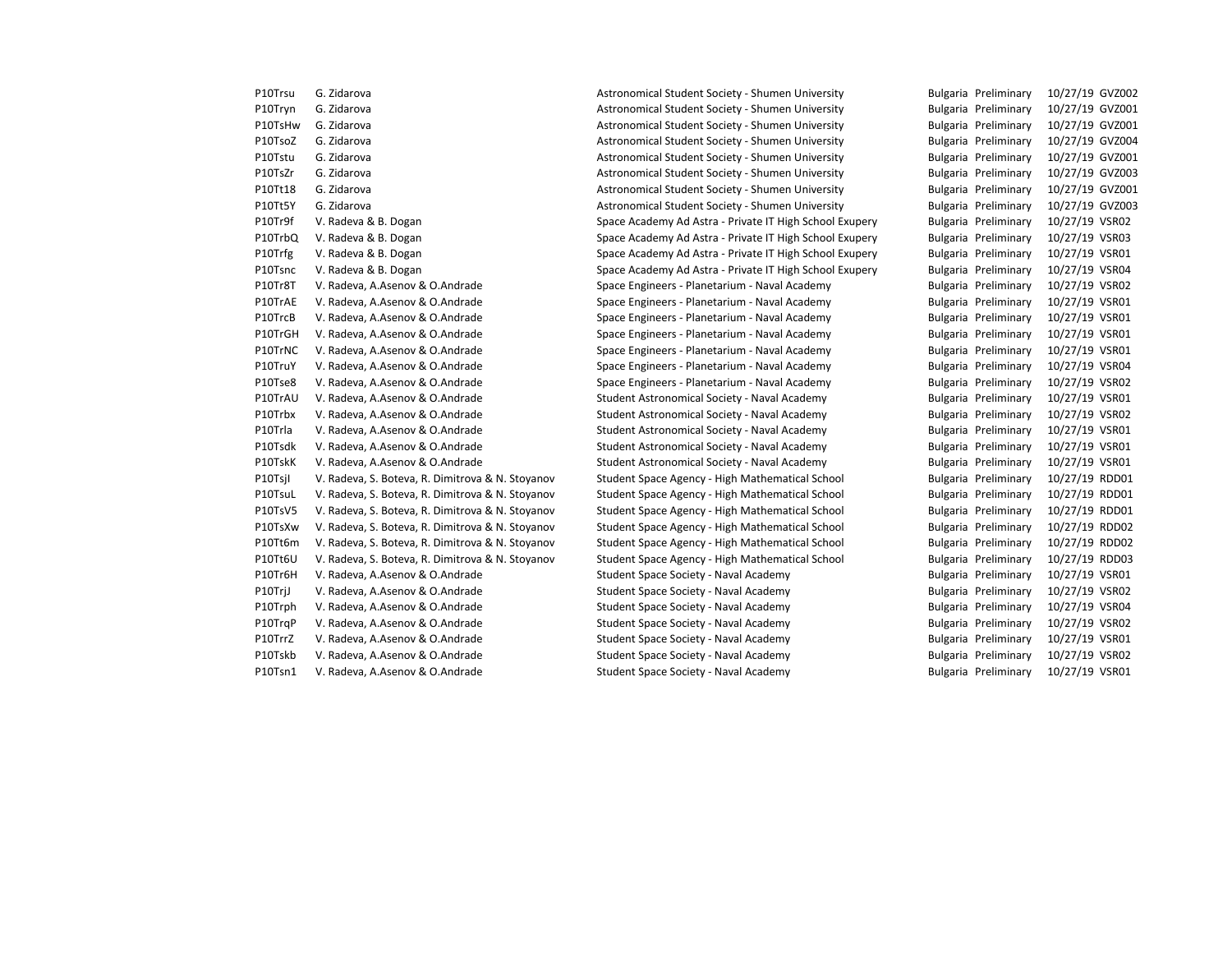| | | | | | | |
|---|---|---|---|---|---|---|
| P10Trsu | G. Zidarova | Astronomical Student Society - Shumen University | Bulgaria | Preliminary | 10/27/19 | GVZ002 |
| P10Tryn | G. Zidarova | Astronomical Student Society - Shumen University | Bulgaria | Preliminary | 10/27/19 | GVZ001 |
| P10TsHw | G. Zidarova | Astronomical Student Society - Shumen University | Bulgaria | Preliminary | 10/27/19 | GVZ001 |
| P10TsoZ | G. Zidarova | Astronomical Student Society - Shumen University | Bulgaria | Preliminary | 10/27/19 | GVZ004 |
| P10Tstu | G. Zidarova | Astronomical Student Society - Shumen University | Bulgaria | Preliminary | 10/27/19 | GVZ001 |
| P10TsZr | G. Zidarova | Astronomical Student Society - Shumen University | Bulgaria | Preliminary | 10/27/19 | GVZ003 |
| P10Tt18 | G. Zidarova | Astronomical Student Society - Shumen University | Bulgaria | Preliminary | 10/27/19 | GVZ001 |
| P10Tt5Y | G. Zidarova | Astronomical Student Society - Shumen University | Bulgaria | Preliminary | 10/27/19 | GVZ003 |
| P10Tr9f | V. Radeva & B. Dogan | Space Academy Ad Astra - Private IT High School Exupery | Bulgaria | Preliminary | 10/27/19 | VSR02 |
| P10TrbQ | V. Radeva & B. Dogan | Space Academy Ad Astra - Private IT High School Exupery | Bulgaria | Preliminary | 10/27/19 | VSR03 |
| P10Trfg | V. Radeva & B. Dogan | Space Academy Ad Astra - Private IT High School Exupery | Bulgaria | Preliminary | 10/27/19 | VSR01 |
| P10Tsnc | V. Radeva & B. Dogan | Space Academy Ad Astra - Private IT High School Exupery | Bulgaria | Preliminary | 10/27/19 | VSR04 |
| P10Tr8T | V. Radeva, A.Asenov & O.Andrade | Space Engineers - Planetarium - Naval Academy | Bulgaria | Preliminary | 10/27/19 | VSR02 |
| P10TrAE | V. Radeva, A.Asenov & O.Andrade | Space Engineers - Planetarium - Naval Academy | Bulgaria | Preliminary | 10/27/19 | VSR01 |
| P10TrcB | V. Radeva, A.Asenov & O.Andrade | Space Engineers - Planetarium - Naval Academy | Bulgaria | Preliminary | 10/27/19 | VSR01 |
| P10TrGH | V. Radeva, A.Asenov & O.Andrade | Space Engineers - Planetarium - Naval Academy | Bulgaria | Preliminary | 10/27/19 | VSR01 |
| P10TrNC | V. Radeva, A.Asenov & O.Andrade | Space Engineers - Planetarium - Naval Academy | Bulgaria | Preliminary | 10/27/19 | VSR01 |
| P10TruY | V. Radeva, A.Asenov & O.Andrade | Space Engineers - Planetarium - Naval Academy | Bulgaria | Preliminary | 10/27/19 | VSR04 |
| P10Tse8 | V. Radeva, A.Asenov & O.Andrade | Space Engineers - Planetarium - Naval Academy | Bulgaria | Preliminary | 10/27/19 | VSR02 |
| P10TrAU | V. Radeva, A.Asenov & O.Andrade | Student Astronomical Society - Naval Academy | Bulgaria | Preliminary | 10/27/19 | VSR01 |
| P10Trbx | V. Radeva, A.Asenov & O.Andrade | Student Astronomical Society - Naval Academy | Bulgaria | Preliminary | 10/27/19 | VSR02 |
| P10Trla | V. Radeva, A.Asenov & O.Andrade | Student Astronomical Society - Naval Academy | Bulgaria | Preliminary | 10/27/19 | VSR01 |
| P10Tsdk | V. Radeva, A.Asenov & O.Andrade | Student Astronomical Society - Naval Academy | Bulgaria | Preliminary | 10/27/19 | VSR01 |
| P10TskK | V. Radeva, A.Asenov & O.Andrade | Student Astronomical Society - Naval Academy | Bulgaria | Preliminary | 10/27/19 | VSR01 |
| P10TsjI | V. Radeva, S. Boteva, R. Dimitrova & N. Stoyanov | Student Space Agency - High Mathematical School | Bulgaria | Preliminary | 10/27/19 | RDD01 |
| P10TsuL | V. Radeva, S. Boteva, R. Dimitrova & N. Stoyanov | Student Space Agency - High Mathematical School | Bulgaria | Preliminary | 10/27/19 | RDD01 |
| P10TsV5 | V. Radeva, S. Boteva, R. Dimitrova & N. Stoyanov | Student Space Agency - High Mathematical School | Bulgaria | Preliminary | 10/27/19 | RDD01 |
| P10TsXw | V. Radeva, S. Boteva, R. Dimitrova & N. Stoyanov | Student Space Agency - High Mathematical School | Bulgaria | Preliminary | 10/27/19 | RDD02 |
| P10Tt6m | V. Radeva, S. Boteva, R. Dimitrova & N. Stoyanov | Student Space Agency - High Mathematical School | Bulgaria | Preliminary | 10/27/19 | RDD02 |
| P10Tt6U | V. Radeva, S. Boteva, R. Dimitrova & N. Stoyanov | Student Space Agency - High Mathematical School | Bulgaria | Preliminary | 10/27/19 | RDD03 |
| P10Tr6H | V. Radeva, A.Asenov & O.Andrade | Student Space Society - Naval Academy | Bulgaria | Preliminary | 10/27/19 | VSR01 |
| P10TrjJ | V. Radeva, A.Asenov & O.Andrade | Student Space Society - Naval Academy | Bulgaria | Preliminary | 10/27/19 | VSR02 |
| P10Trph | V. Radeva, A.Asenov & O.Andrade | Student Space Society - Naval Academy | Bulgaria | Preliminary | 10/27/19 | VSR04 |
| P10TrqP | V. Radeva, A.Asenov & O.Andrade | Student Space Society - Naval Academy | Bulgaria | Preliminary | 10/27/19 | VSR02 |
| P10TrrZ | V. Radeva, A.Asenov & O.Andrade | Student Space Society - Naval Academy | Bulgaria | Preliminary | 10/27/19 | VSR01 |
| P10Tskb | V. Radeva, A.Asenov & O.Andrade | Student Space Society - Naval Academy | Bulgaria | Preliminary | 10/27/19 | VSR02 |
| P10Tsn1 | V. Radeva, A.Asenov & O.Andrade | Student Space Society - Naval Academy | Bulgaria | Preliminary | 10/27/19 | VSR01 |